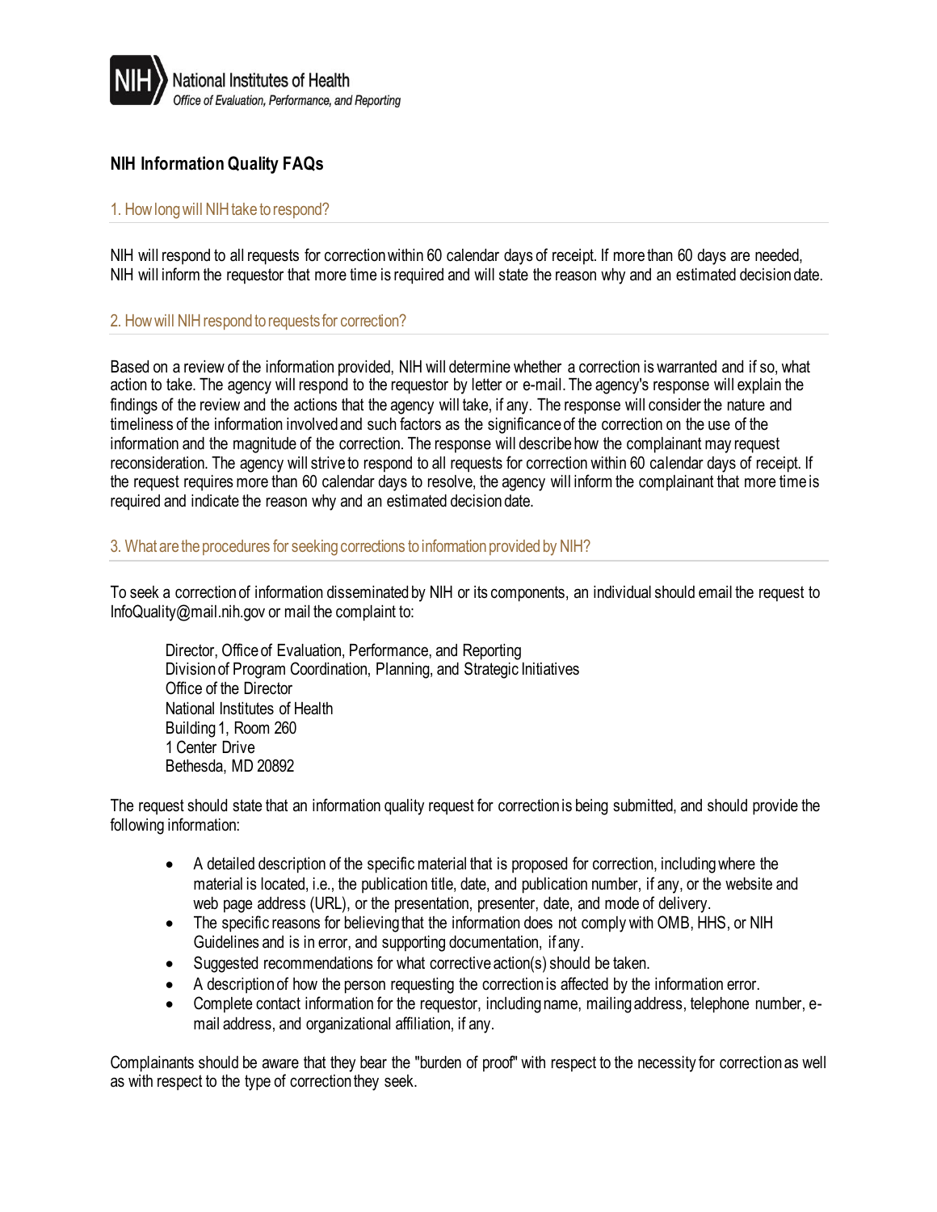National Institutes of Health
*Office of Evaluation, Performance, and Reporting*

# NIH Information Quality FAQs

## 1. How long will NIH take to respond?

NIH will respond to all requests for correction within 60 calendar days of receipt. If more than 60 days are needed, NIH will inform the requestor that more time is required and will state the reason why and an estimated decision date.

## 2. How will NIH respond to requests for correction?

Based on a review of the information provided, NIH will determine whether a correction is warranted and if so, what action to take. The agency will respond to the requestor by letter or e-mail. The agency's response will explain the findings of the review and the actions that the agency will take, if any. The response will consider the nature and timeliness of the information involved and such factors as the significance of the correction on the use of the information and the magnitude of the correction. The response will describe how the complainant may request reconsideration. The agency will strive to respond to all requests for correction within 60 calendar days of receipt. If the request requires more than 60 calendar days to resolve, the agency will inform the complainant that more time is required and indicate the reason why and an estimated decision date.

## 3. What are the procedures for seeking corrections to information provided by NIH?

To seek a correction of information disseminated by NIH or its components, an individual should email the request to InfoQuality@mail.nih.gov or mail the complaint to:

> Director, Office of Evaluation, Performance, and Reporting
> Division of Program Coordination, Planning, and Strategic Initiatives
> Office of the Director
> National Institutes of Health
> Building 1, Room 260
> 1 Center Drive
> Bethesda, MD 20892

The request should state that an information quality request for correction is being submitted, and should provide the following information:

- A detailed description of the specific material that is proposed for correction, including where the material is located, i.e., the publication title, date, and publication number, if any, or the website and web page address (URL), or the presentation, presenter, date, and mode of delivery.
- The specific reasons for believing that the information does not comply with OMB, HHS, or NIH Guidelines and is in error, and supporting documentation, if any.
- Suggested recommendations for what corrective action(s) should be taken.
- A description of how the person requesting the correction is affected by the information error.
- Complete contact information for the requestor, including name, mailing address, telephone number, e-mail address, and organizational affiliation, if any.

Complainants should be aware that they bear the "burden of proof" with respect to the necessity for correction as well as with respect to the type of correction they seek.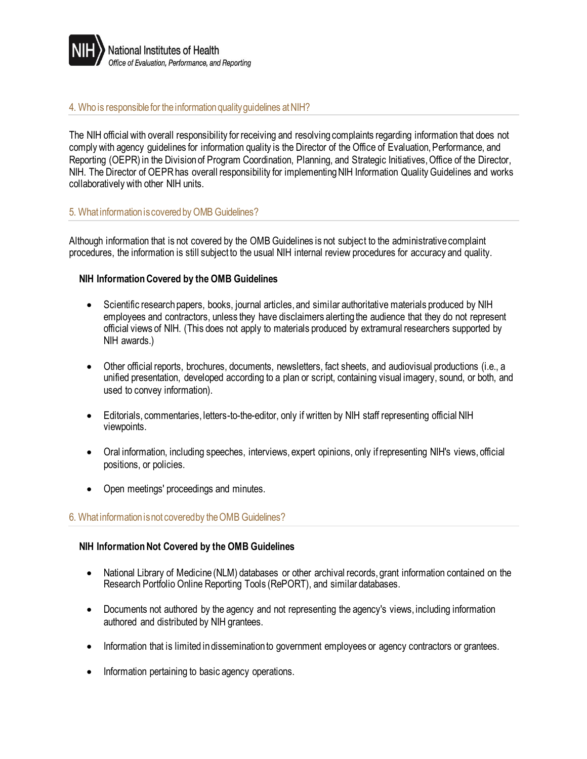## 4. Who is responsible for the information quality guidelines at NIH?

The NIH official with overall responsibility for receiving and resolving complaints regarding information that does not comply with agency guidelines for information quality is the Director of the Office of Evaluation, Performance, and Reporting (OEPR) in the Division of Program Coordination, Planning, and Strategic Initiatives, Office of the Director, NIH. The Director of OEPR has overall responsibility for implementing NIH Information Quality Guidelines and works collaboratively with other NIH units.

## 5. What information is covered by OMB Guidelines?

Although information that is not covered by the OMB Guidelines is not subject to the administrative complaint procedures, the information is still subject to the usual NIH internal review procedures for accuracy and quality.

**NIH Information Covered by the OMB Guidelines**

- Scientific research papers, books, journal articles, and similar authoritative materials produced by NIH employees and contractors, unless they have disclaimers alerting the audience that they do not represent official views of NIH. (This does not apply to materials produced by extramural researchers supported by NIH awards.)
- Other official reports, brochures, documents, newsletters, fact sheets, and audiovisual productions (i.e., a unified presentation, developed according to a plan or script, containing visual imagery, sound, or both, and used to convey information).
- Editorials, commentaries, letters-to-the-editor, only if written by NIH staff representing official NIH viewpoints.
- Oral information, including speeches, interviews, expert opinions, only if representing NIH's views, official positions, or policies.
- Open meetings' proceedings and minutes.

## 6. What information is not covered by the OMB Guidelines?

**NIH Information Not Covered by the OMB Guidelines**

- National Library of Medicine (NLM) databases or other archival records, grant information contained on the Research Portfolio Online Reporting Tools (RePORT), and similar databases.
- Documents not authored by the agency and not representing the agency's views, including information authored and distributed by NIH grantees.
- Information that is limited in dissemination to government employees or agency contractors or grantees.
- Information pertaining to basic agency operations.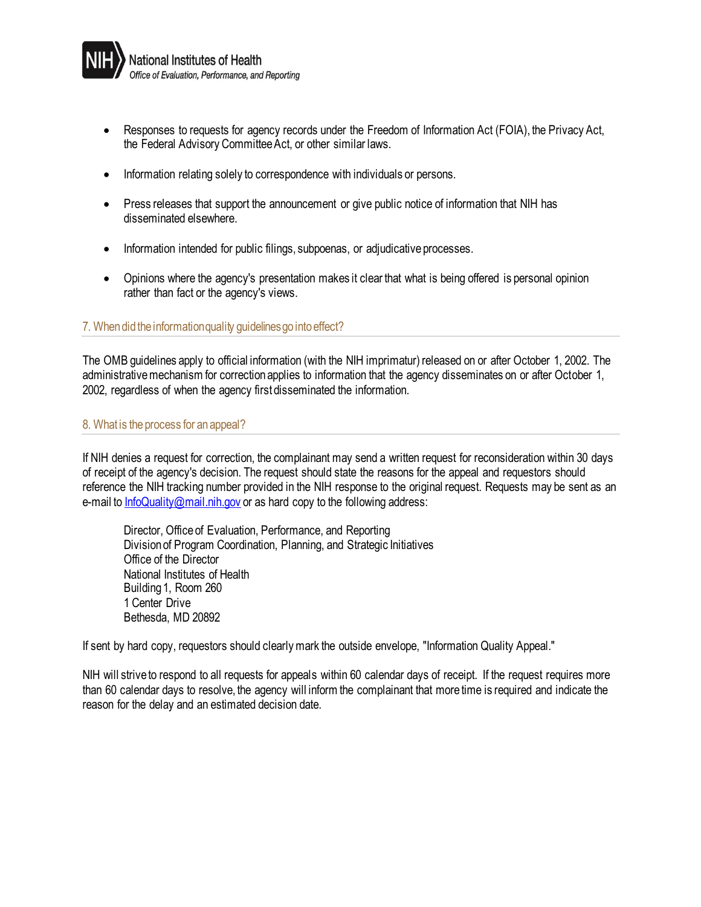- Responses to requests for agency records under the Freedom of Information Act (FOIA), the Privacy Act, the Federal Advisory Committee Act, or other similar laws.
- Information relating solely to correspondence with individuals or persons.
- Press releases that support the announcement or give public notice of information that NIH has disseminated elsewhere.
- Information intended for public filings, subpoenas, or adjudicative processes.
- Opinions where the agency's presentation makes it clear that what is being offered is personal opinion rather than fact or the agency's views.

## 7. When did the information quality guidelines go into effect?

The OMB guidelines apply to official information (with the NIH imprimatur) released on or after October 1, 2002. The administrative mechanism for correction applies to information that the agency disseminates on or after October 1, 2002, regardless of when the agency first disseminated the information.

## 8. What is the process for an appeal?

If NIH denies a request for correction, the complainant may send a written request for reconsideration within 30 days of receipt of the agency's decision. The request should state the reasons for the appeal and requestors should reference the NIH tracking number provided in the NIH response to the original request. Requests may be sent as an e-mail to InfoQuality@mail.nih.gov or as hard copy to the following address:

Director, Office of Evaluation, Performance, and Reporting
Division of Program Coordination, Planning, and Strategic Initiatives
Office of the Director
National Institutes of Health
Building 1, Room 260
1 Center Drive
Bethesda, MD 20892

If sent by hard copy, requestors should clearly mark the outside envelope, "Information Quality Appeal."

NIH will strive to respond to all requests for appeals within 60 calendar days of receipt. If the request requires more than 60 calendar days to resolve, the agency will inform the complainant that more time is required and indicate the reason for the delay and an estimated decision date.